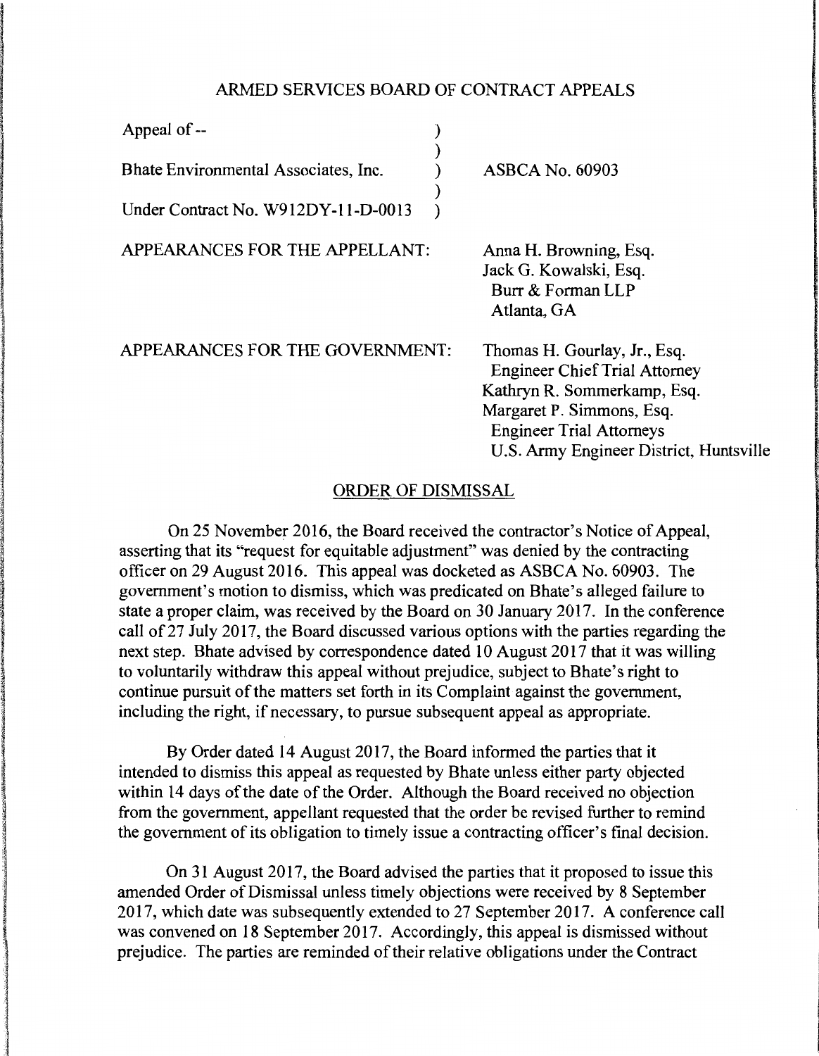## ARMED SERVICES BOARD OF CONTRACT APPEALS

| | | |
|---|---|---|
| Appeal of -- | ) | |
| | ) | |
| Bhate Environmental Associates, Inc. | ) | ASBCA No. 60903 |
| | ) | |
| Under Contract No. W912DY-11-D-0013 | ) | |

APPEARANCES FOR THE APPELLANT:

Anna H. Browning, Esq.
Jack G. Kowalski, Esq.
Burr & Forman LLP
Atlanta, GA

APPEARANCES FOR THE GOVERNMENT:

Thomas H. Gourlay, Jr., Esq.
Engineer Chief Trial Attorney
Kathryn R. Sommerkamp, Esq.
Margaret P. Simmons, Esq.
Engineer Trial Attorneys
U.S. Army Engineer District, Huntsville

### ORDER OF DISMISSAL

On 25 November 2016, the Board received the contractor's Notice of Appeal, asserting that its "request for equitable adjustment" was denied by the contracting officer on 29 August 2016. This appeal was docketed as ASBCA No. 60903. The government's motion to dismiss, which was predicated on Bhate's alleged failure to state a proper claim, was received by the Board on 30 January 2017. In the conference call of 27 July 2017, the Board discussed various options with the parties regarding the next step. Bhate advised by correspondence dated 10 August 2017 that it was willing to voluntarily withdraw this appeal without prejudice, subject to Bhate's right to continue pursuit of the matters set forth in its Complaint against the government, including the right, if necessary, to pursue subsequent appeal as appropriate.

By Order dated 14 August 2017, the Board informed the parties that it intended to dismiss this appeal as requested by Bhate unless either party objected within 14 days of the date of the Order. Although the Board received no objection from the government, appellant requested that the order be revised further to remind the government of its obligation to timely issue a contracting officer's final decision.

On 31 August 2017, the Board advised the parties that it proposed to issue this amended Order of Dismissal unless timely objections were received by 8 September 2017, which date was subsequently extended to 27 September 2017. A conference call was convened on 18 September 2017. Accordingly, this appeal is dismissed without prejudice. The parties are reminded of their relative obligations under the Contract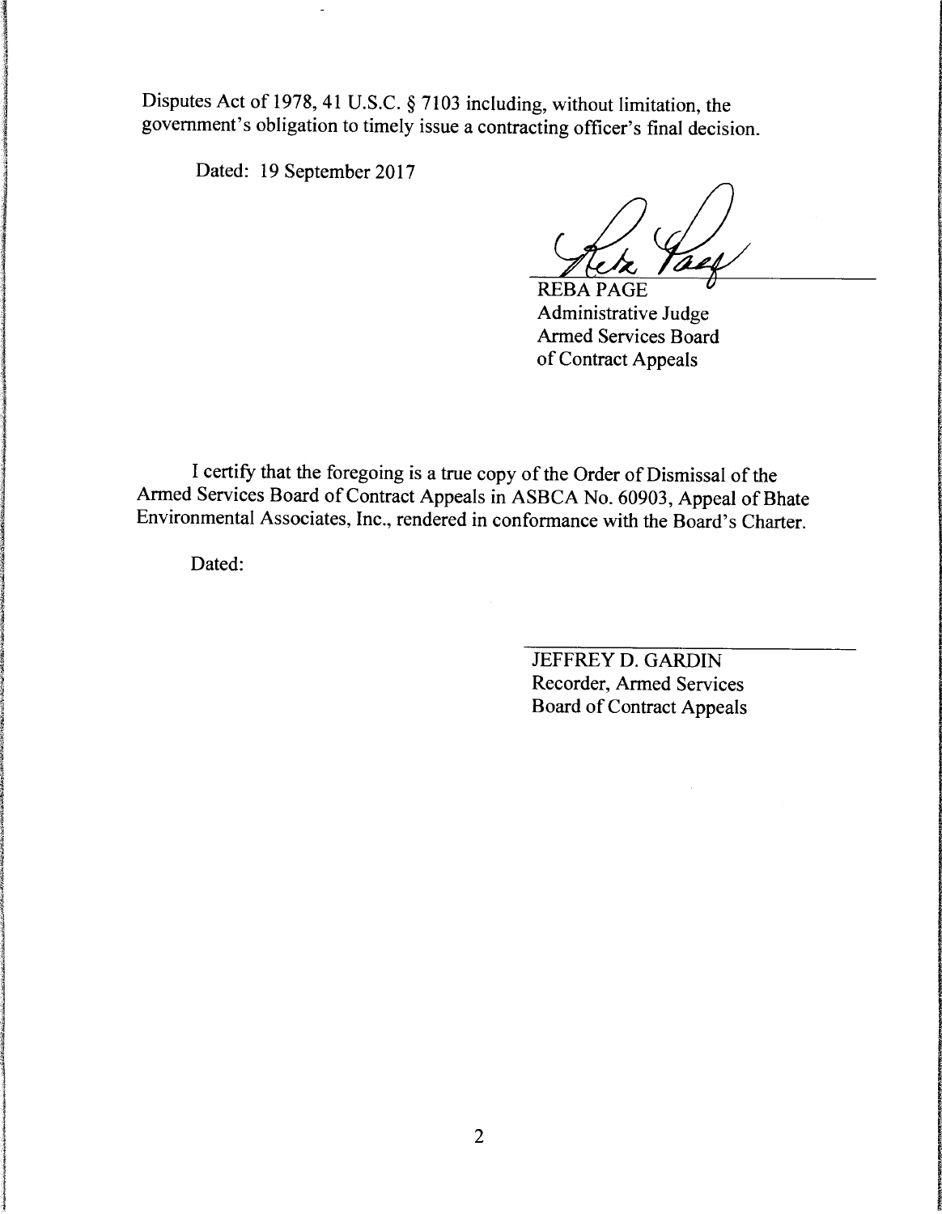Disputes Act of 1978, 41 U.S.C. § 7103 including, without limitation, the government's obligation to timely issue a contracting officer's final decision.

Dated: 19 September 2017

REBA PAGE
Administrative Judge
Armed Services Board
of Contract Appeals

I certify that the foregoing is a true copy of the Order of Dismissal of the Armed Services Board of Contract Appeals in ASBCA No. 60903, Appeal of Bhate Environmental Associates, Inc., rendered in conformance with the Board's Charter.

Dated:

JEFFREY D. GARDIN
Recorder, Armed Services
Board of Contract Appeals